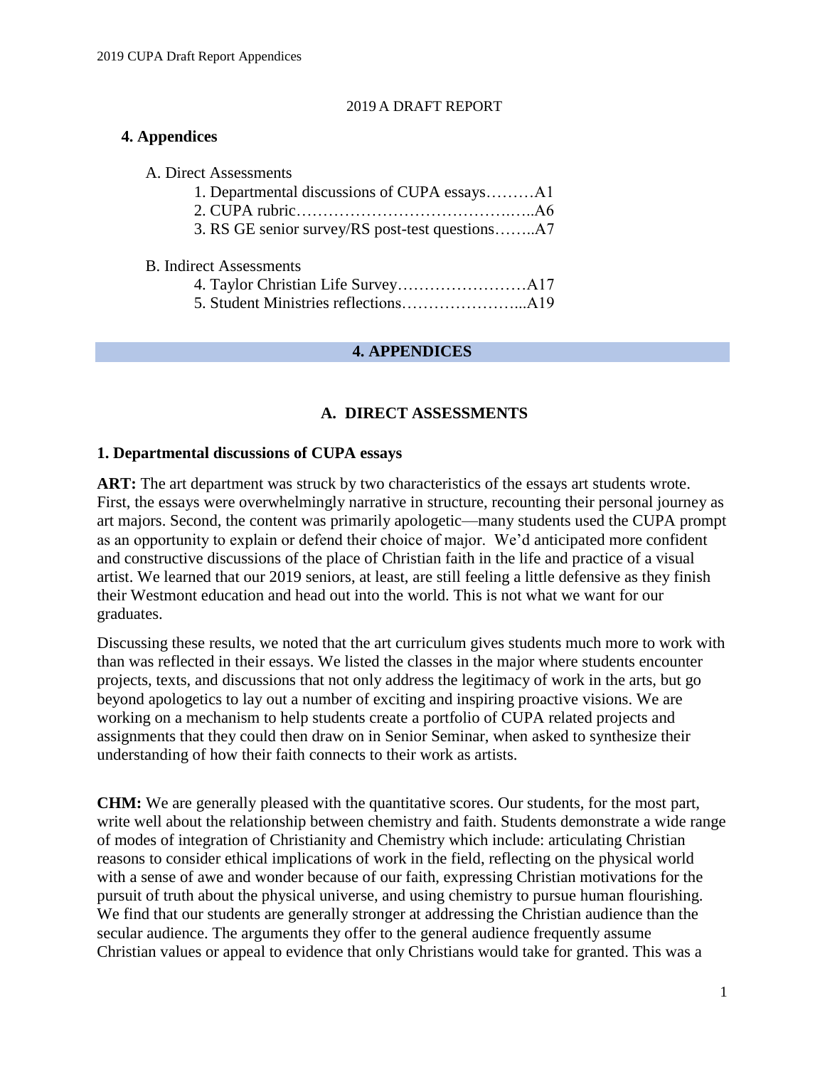2019 A DRAFT REPORT

## 4. Appendices

A. Direct Assessments

1. Departmental discussions of CUPA essays………A1
2. CUPA rubric……………………………….…..A6
3. RS GE senior survey/RS post-test questions……..A7

B. Indirect Assessments

4. Taylor Christian Life Survey……………………A17
5. Student Ministries reflections…………………...A19

# 4. APPENDICES

## A. DIRECT ASSESSMENTS

### 1. Departmental discussions of CUPA essays

**ART:** The art department was struck by two characteristics of the essays art students wrote. First, the essays were overwhelmingly narrative in structure, recounting their personal journey as art majors. Second, the content was primarily apologetic—many students used the CUPA prompt as an opportunity to explain or defend their choice of major. We'd anticipated more confident and constructive discussions of the place of Christian faith in the life and practice of a visual artist. We learned that our 2019 seniors, at least, are still feeling a little defensive as they finish their Westmont education and head out into the world. This is not what we want for our graduates.

Discussing these results, we noted that the art curriculum gives students much more to work with than was reflected in their essays. We listed the classes in the major where students encounter projects, texts, and discussions that not only address the legitimacy of work in the arts, but go beyond apologetics to lay out a number of exciting and inspiring proactive visions. We are working on a mechanism to help students create a portfolio of CUPA related projects and assignments that they could then draw on in Senior Seminar, when asked to synthesize their understanding of how their faith connects to their work as artists.

**CHM:** We are generally pleased with the quantitative scores. Our students, for the most part, write well about the relationship between chemistry and faith. Students demonstrate a wide range of modes of integration of Christianity and Chemistry which include: articulating Christian reasons to consider ethical implications of work in the field, reflecting on the physical world with a sense of awe and wonder because of our faith, expressing Christian motivations for the pursuit of truth about the physical universe, and using chemistry to pursue human flourishing. We find that our students are generally stronger at addressing the Christian audience than the secular audience. The arguments they offer to the general audience frequently assume Christian values or appeal to evidence that only Christians would take for granted. This was a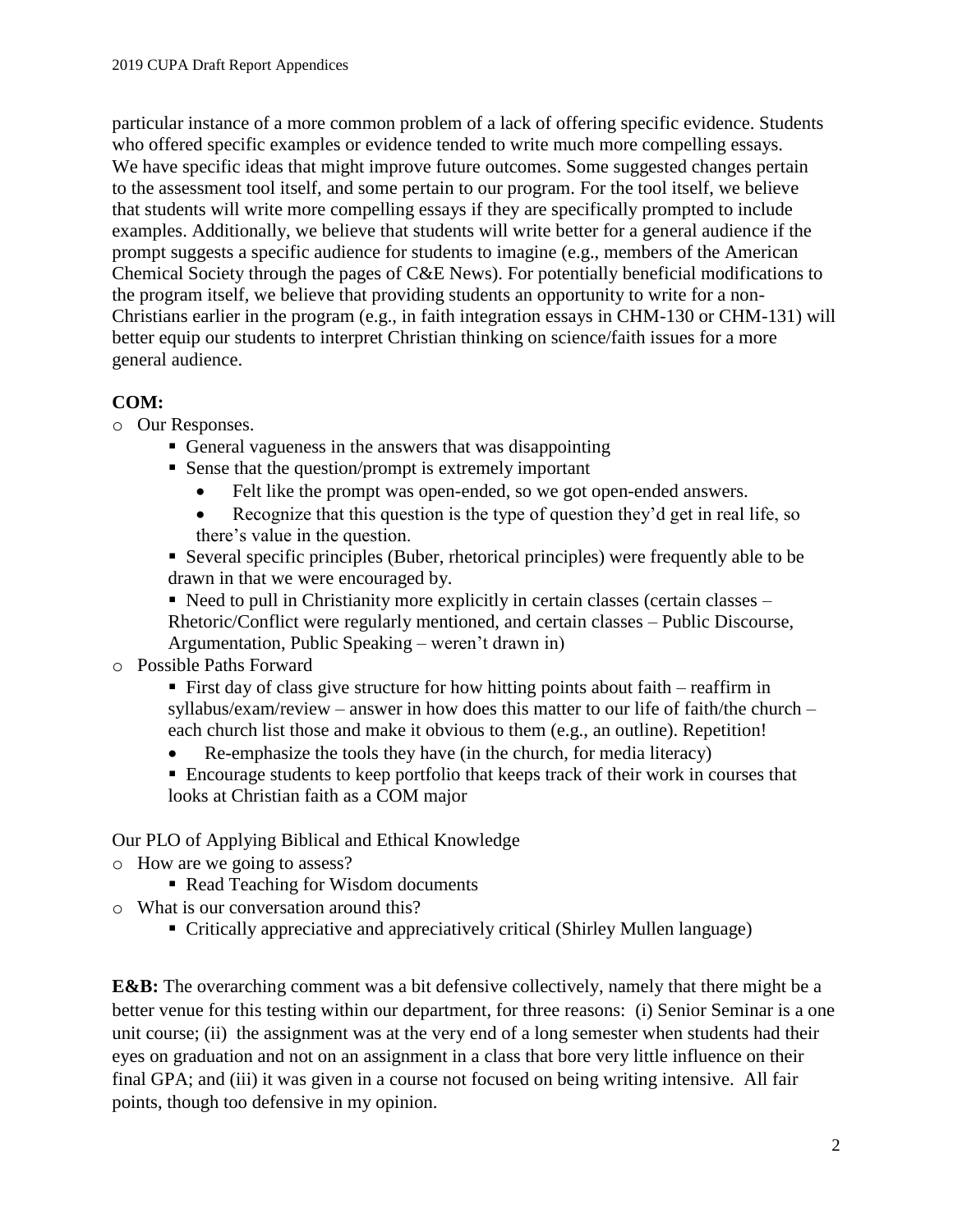particular instance of a more common problem of a lack of offering specific evidence. Students who offered specific examples or evidence tended to write much more compelling essays. We have specific ideas that might improve future outcomes. Some suggested changes pertain to the assessment tool itself, and some pertain to our program. For the tool itself, we believe that students will write more compelling essays if they are specifically prompted to include examples. Additionally, we believe that students will write better for a general audience if the prompt suggests a specific audience for students to imagine (e.g., members of the American Chemical Society through the pages of C&E News). For potentially beneficial modifications to the program itself, we believe that providing students an opportunity to write for a non-Christians earlier in the program (e.g., in faith integration essays in CHM-130 or CHM-131) will better equip our students to interpret Christian thinking on science/faith issues for a more general audience.

**COM:**

- Our Responses.
  - General vagueness in the answers that was disappointing
  - Sense that the question/prompt is extremely important
    - Felt like the prompt was open-ended, so we got open-ended answers.
    - Recognize that this question is the type of question they'd get in real life, so there's value in the question.
  - Several specific principles (Buber, rhetorical principles) were frequently able to be drawn in that we were encouraged by.
  - Need to pull in Christianity more explicitly in certain classes (certain classes – Rhetoric/Conflict were regularly mentioned, and certain classes – Public Discourse, Argumentation, Public Speaking – weren't drawn in)
- Possible Paths Forward
  - First day of class give structure for how hitting points about faith – reaffirm in syllabus/exam/review – answer in how does this matter to our life of faith/the church – each church list those and make it obvious to them (e.g., an outline). Repetition!
    - Re-emphasize the tools they have (in the church, for media literacy)
  - Encourage students to keep portfolio that keeps track of their work in courses that looks at Christian faith as a COM major

Our PLO of Applying Biblical and Ethical Knowledge

- How are we going to assess?
  - Read Teaching for Wisdom documents
- What is our conversation around this?
  - Critically appreciative and appreciatively critical (Shirley Mullen language)

**E&B:** The overarching comment was a bit defensive collectively, namely that there might be a better venue for this testing within our department, for three reasons: (i) Senior Seminar is a one unit course; (ii) the assignment was at the very end of a long semester when students had their eyes on graduation and not on an assignment in a class that bore very little influence on their final GPA; and (iii) it was given in a course not focused on being writing intensive. All fair points, though too defensive in my opinion.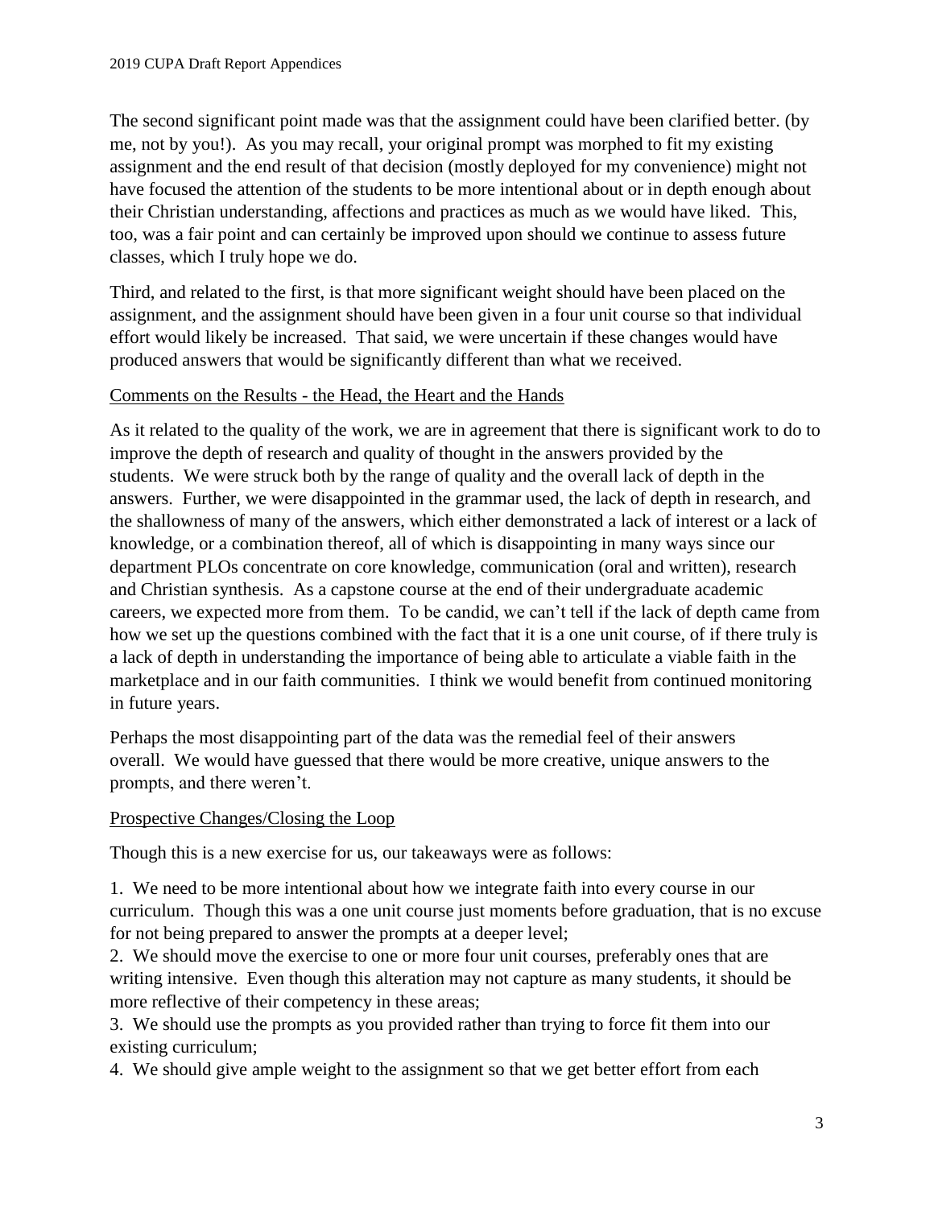The second significant point made was that the assignment could have been clarified better. (by me, not by you!). As you may recall, your original prompt was morphed to fit my existing assignment and the end result of that decision (mostly deployed for my convenience) might not have focused the attention of the students to be more intentional about or in depth enough about their Christian understanding, affections and practices as much as we would have liked. This, too, was a fair point and can certainly be improved upon should we continue to assess future classes, which I truly hope we do.

Third, and related to the first, is that more significant weight should have been placed on the assignment, and the assignment should have been given in a four unit course so that individual effort would likely be increased. That said, we were uncertain if these changes would have produced answers that would be significantly different than what we received.

Comments on the Results - the Head, the Heart and the Hands

As it related to the quality of the work, we are in agreement that there is significant work to do to improve the depth of research and quality of thought in the answers provided by the students. We were struck both by the range of quality and the overall lack of depth in the answers. Further, we were disappointed in the grammar used, the lack of depth in research, and the shallowness of many of the answers, which either demonstrated a lack of interest or a lack of knowledge, or a combination thereof, all of which is disappointing in many ways since our department PLOs concentrate on core knowledge, communication (oral and written), research and Christian synthesis. As a capstone course at the end of their undergraduate academic careers, we expected more from them. To be candid, we can't tell if the lack of depth came from how we set up the questions combined with the fact that it is a one unit course, of if there truly is a lack of depth in understanding the importance of being able to articulate a viable faith in the marketplace and in our faith communities. I think we would benefit from continued monitoring in future years.

Perhaps the most disappointing part of the data was the remedial feel of their answers overall. We would have guessed that there would be more creative, unique answers to the prompts, and there weren't.

Prospective Changes/Closing the Loop

Though this is a new exercise for us, our takeaways were as follows:

1. We need to be more intentional about how we integrate faith into every course in our curriculum. Though this was a one unit course just moments before graduation, that is no excuse for not being prepared to answer the prompts at a deeper level;
2. We should move the exercise to one or more four unit courses, preferably ones that are writing intensive. Even though this alteration may not capture as many students, it should be more reflective of their competency in these areas;
3. We should use the prompts as you provided rather than trying to force fit them into our existing curriculum;
4. We should give ample weight to the assignment so that we get better effort from each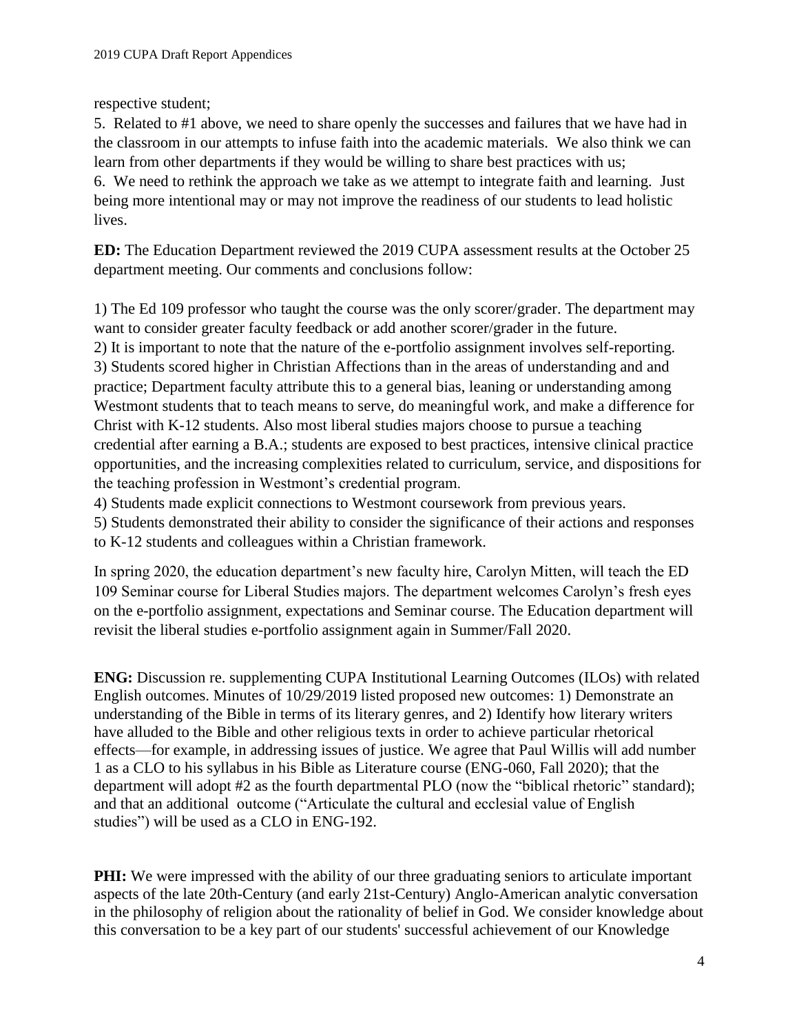respective student;

5. Related to #1 above, we need to share openly the successes and failures that we have had in the classroom in our attempts to infuse faith into the academic materials. We also think we can learn from other departments if they would be willing to share best practices with us;
6. We need to rethink the approach we take as we attempt to integrate faith and learning. Just being more intentional may or may not improve the readiness of our students to lead holistic lives.

**ED:** The Education Department reviewed the 2019 CUPA assessment results at the October 25 department meeting. Our comments and conclusions follow:

1) The Ed 109 professor who taught the course was the only scorer/grader. The department may want to consider greater faculty feedback or add another scorer/grader in the future.
2) It is important to note that the nature of the e-portfolio assignment involves self-reporting.
3) Students scored higher in Christian Affections than in the areas of understanding and and practice; Department faculty attribute this to a general bias, leaning or understanding among Westmont students that to teach means to serve, do meaningful work, and make a difference for Christ with K-12 students. Also most liberal studies majors choose to pursue a teaching credential after earning a B.A.; students are exposed to best practices, intensive clinical practice opportunities, and the increasing complexities related to curriculum, service, and dispositions for the teaching profession in Westmont's credential program.
4) Students made explicit connections to Westmont coursework from previous years.
5) Students demonstrated their ability to consider the significance of their actions and responses to K-12 students and colleagues within a Christian framework.

In spring 2020, the education department's new faculty hire, Carolyn Mitten, will teach the ED 109 Seminar course for Liberal Studies majors. The department welcomes Carolyn's fresh eyes on the e-portfolio assignment, expectations and Seminar course. The Education department will revisit the liberal studies e-portfolio assignment again in Summer/Fall 2020.

**ENG:** Discussion re. supplementing CUPA Institutional Learning Outcomes (ILOs) with related English outcomes. Minutes of 10/29/2019 listed proposed new outcomes: 1) Demonstrate an understanding of the Bible in terms of its literary genres, and 2) Identify how literary writers have alluded to the Bible and other religious texts in order to achieve particular rhetorical effects—for example, in addressing issues of justice. We agree that Paul Willis will add number 1 as a CLO to his syllabus in his Bible as Literature course (ENG-060, Fall 2020); that the department will adopt #2 as the fourth departmental PLO (now the "biblical rhetoric" standard); and that an additional outcome ("Articulate the cultural and ecclesial value of English studies") will be used as a CLO in ENG-192.

**PHI:** We were impressed with the ability of our three graduating seniors to articulate important aspects of the late 20th-Century (and early 21st-Century) Anglo-American analytic conversation in the philosophy of religion about the rationality of belief in God. We consider knowledge about this conversation to be a key part of our students' successful achievement of our Knowledge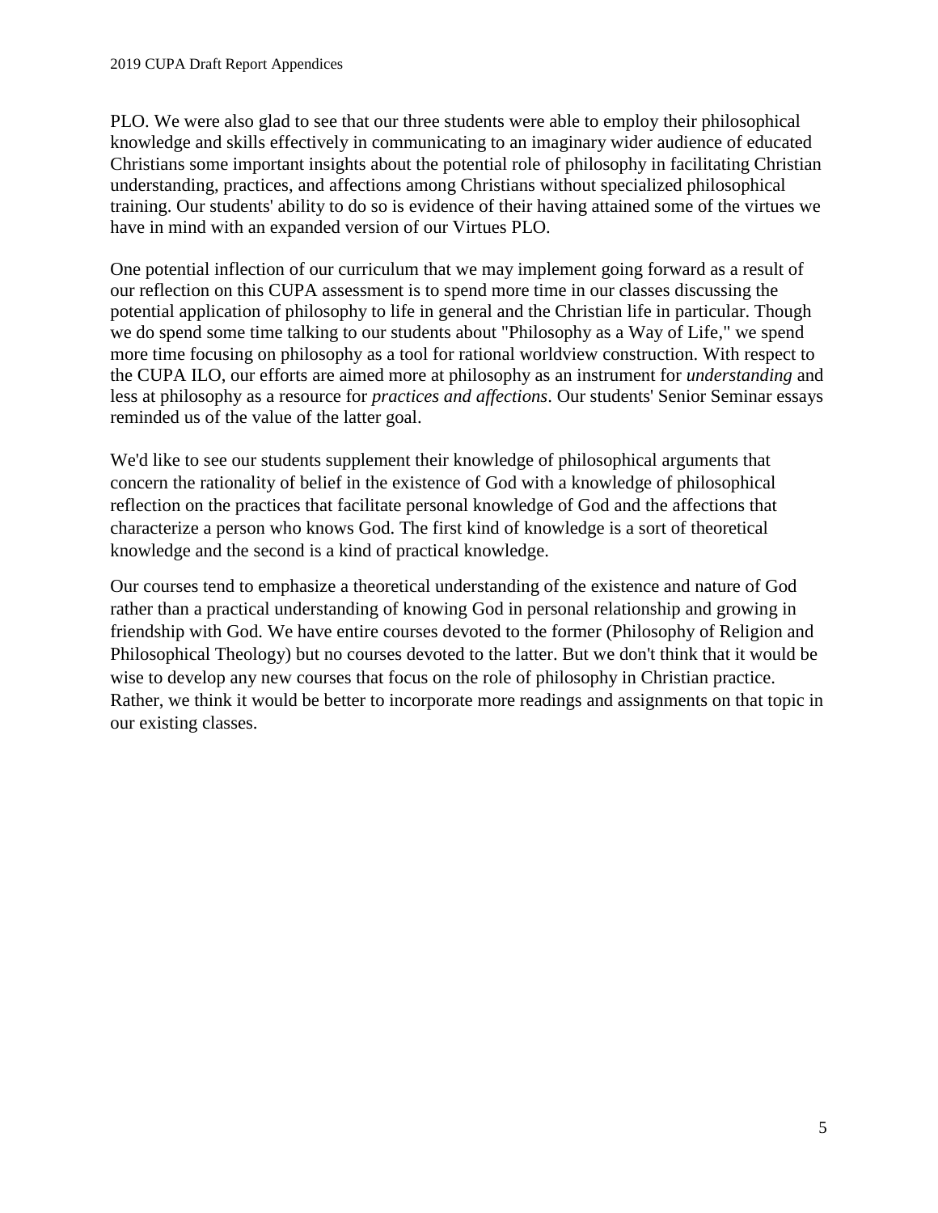PLO. We were also glad to see that our three students were able to employ their philosophical knowledge and skills effectively in communicating to an imaginary wider audience of educated Christians some important insights about the potential role of philosophy in facilitating Christian understanding, practices, and affections among Christians without specialized philosophical training. Our students' ability to do so is evidence of their having attained some of the virtues we have in mind with an expanded version of our Virtues PLO.

One potential inflection of our curriculum that we may implement going forward as a result of our reflection on this CUPA assessment is to spend more time in our classes discussing the potential application of philosophy to life in general and the Christian life in particular. Though we do spend some time talking to our students about "Philosophy as a Way of Life," we spend more time focusing on philosophy as a tool for rational worldview construction. With respect to the CUPA ILO, our efforts are aimed more at philosophy as an instrument for *understanding* and less at philosophy as a resource for *practices and affections*. Our students' Senior Seminar essays reminded us of the value of the latter goal.

We'd like to see our students supplement their knowledge of philosophical arguments that concern the rationality of belief in the existence of God with a knowledge of philosophical reflection on the practices that facilitate personal knowledge of God and the affections that characterize a person who knows God. The first kind of knowledge is a sort of theoretical knowledge and the second is a kind of practical knowledge.

Our courses tend to emphasize a theoretical understanding of the existence and nature of God rather than a practical understanding of knowing God in personal relationship and growing in friendship with God. We have entire courses devoted to the former (Philosophy of Religion and Philosophical Theology) but no courses devoted to the latter. But we don't think that it would be wise to develop any new courses that focus on the role of philosophy in Christian practice. Rather, we think it would be better to incorporate more readings and assignments on that topic in our existing classes.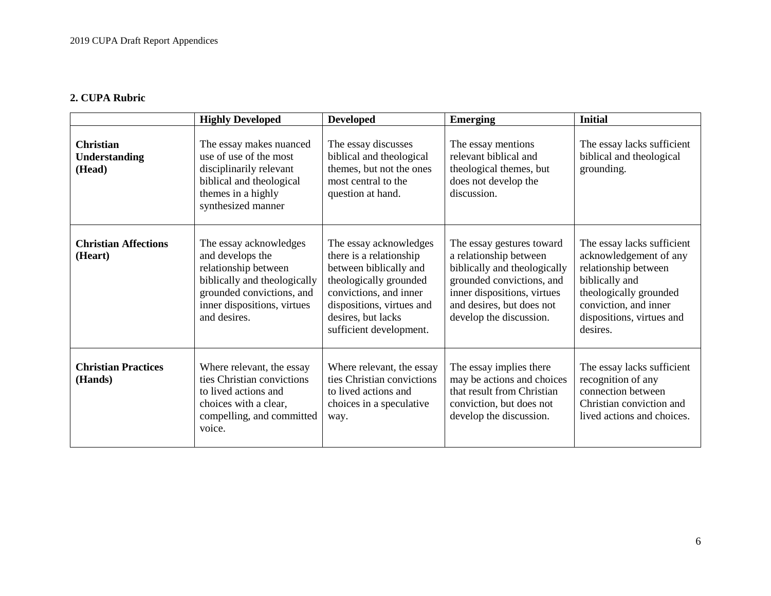## 2. CUPA Rubric

| | **Highly Developed** | **Developed** | **Emerging** | **Initial** |
|---|---|---|---|---|
| **Christian Understanding (Head)** | The essay makes nuanced use of use of the most disciplinarily relevant biblical and theological themes in a highly synthesized manner | The essay discusses biblical and theological themes, but not the ones most central to the question at hand. | The essay mentions relevant biblical and theological themes, but does not develop the discussion. | The essay lacks sufficient biblical and theological grounding. |
| **Christian Affections (Heart)** | The essay acknowledges and develops the relationship between biblically and theologically grounded convictions, and inner dispositions, virtues and desires. | The essay acknowledges there is a relationship between biblically and theologically grounded convictions, and inner dispositions, virtues and desires, but lacks sufficient development. | The essay gestures toward a relationship between biblically and theologically grounded convictions, and inner dispositions, virtues and desires, but does not develop the discussion. | The essay lacks sufficient acknowledgement of any relationship between biblically and theologically grounded conviction, and inner dispositions, virtues and desires. |
| **Christian Practices (Hands)** | Where relevant, the essay ties Christian convictions to lived actions and choices with a clear, compelling, and committed voice. | Where relevant, the essay ties Christian convictions to lived actions and choices in a speculative way. | The essay implies there may be actions and choices that result from Christian conviction, but does not develop the discussion. | The essay lacks sufficient recognition of any connection between Christian conviction and lived actions and choices. |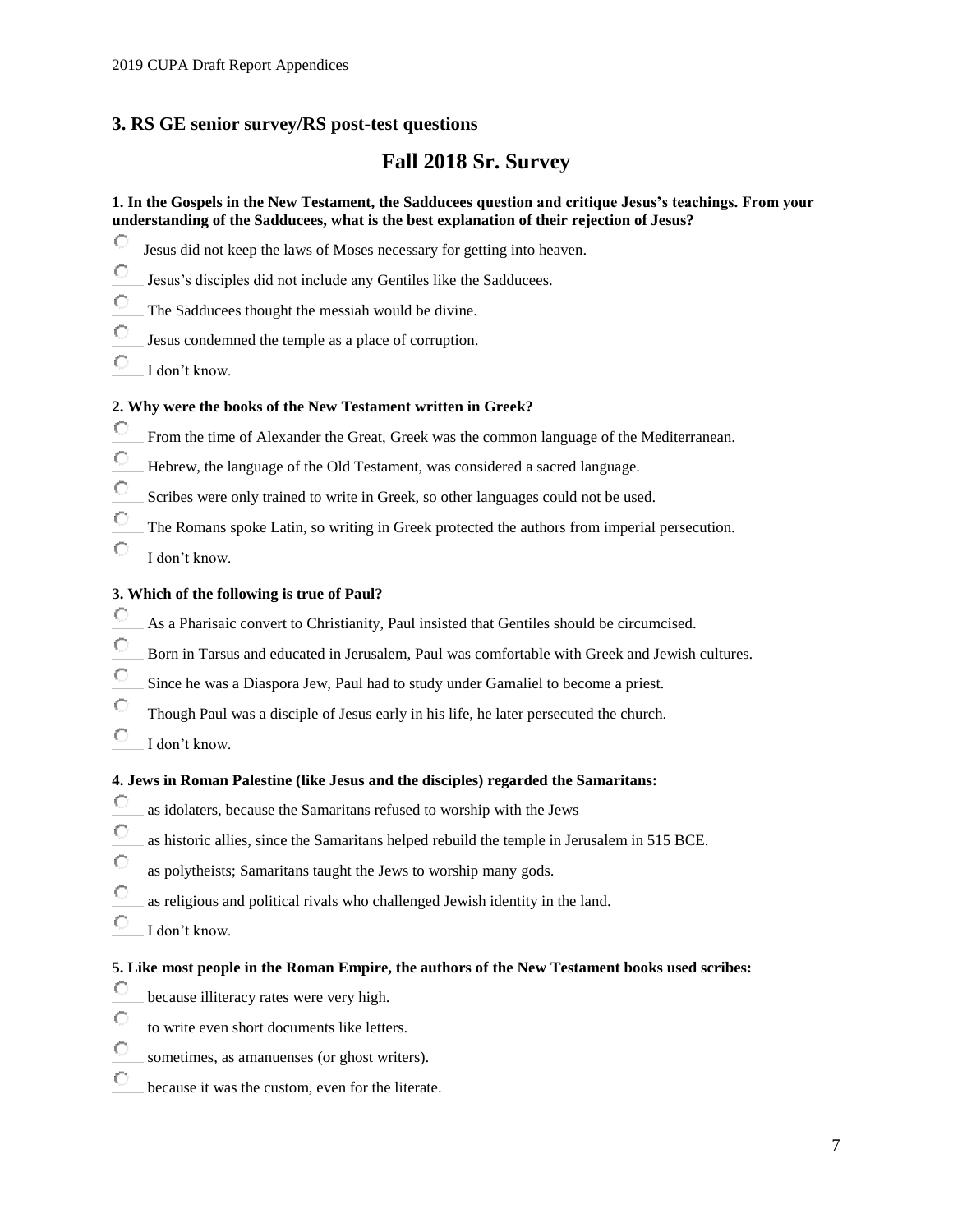## 3. RS GE senior survey/RS post-test questions

# Fall 2018 Sr. Survey

**1. In the Gospels in the New Testament, the Sadducees question and critique Jesus's teachings. From your understanding of the Sadducees, what is the best explanation of their rejection of Jesus?**

- Jesus did not keep the laws of Moses necessary for getting into heaven.
- Jesus's disciples did not include any Gentiles like the Sadducees.
- The Sadducees thought the messiah would be divine.
- Jesus condemned the temple as a place of corruption.
- I don't know.

**2. Why were the books of the New Testament written in Greek?**

- From the time of Alexander the Great, Greek was the common language of the Mediterranean.
- Hebrew, the language of the Old Testament, was considered a sacred language.
- Scribes were only trained to write in Greek, so other languages could not be used.
- The Romans spoke Latin, so writing in Greek protected the authors from imperial persecution.
- I don't know.

**3. Which of the following is true of Paul?**

- As a Pharisaic convert to Christianity, Paul insisted that Gentiles should be circumcised.
- Born in Tarsus and educated in Jerusalem, Paul was comfortable with Greek and Jewish cultures.
- Since he was a Diaspora Jew, Paul had to study under Gamaliel to become a priest.
- Though Paul was a disciple of Jesus early in his life, he later persecuted the church.
- I don't know.

**4. Jews in Roman Palestine (like Jesus and the disciples) regarded the Samaritans:**

- as idolaters, because the Samaritans refused to worship with the Jews
- as historic allies, since the Samaritans helped rebuild the temple in Jerusalem in 515 BCE.
- as polytheists; Samaritans taught the Jews to worship many gods.
- as religious and political rivals who challenged Jewish identity in the land.
- I don't know.

**5. Like most people in the Roman Empire, the authors of the New Testament books used scribes:**

- because illiteracy rates were very high.
- to write even short documents like letters.
- sometimes, as amanuenses (or ghost writers).
- because it was the custom, even for the literate.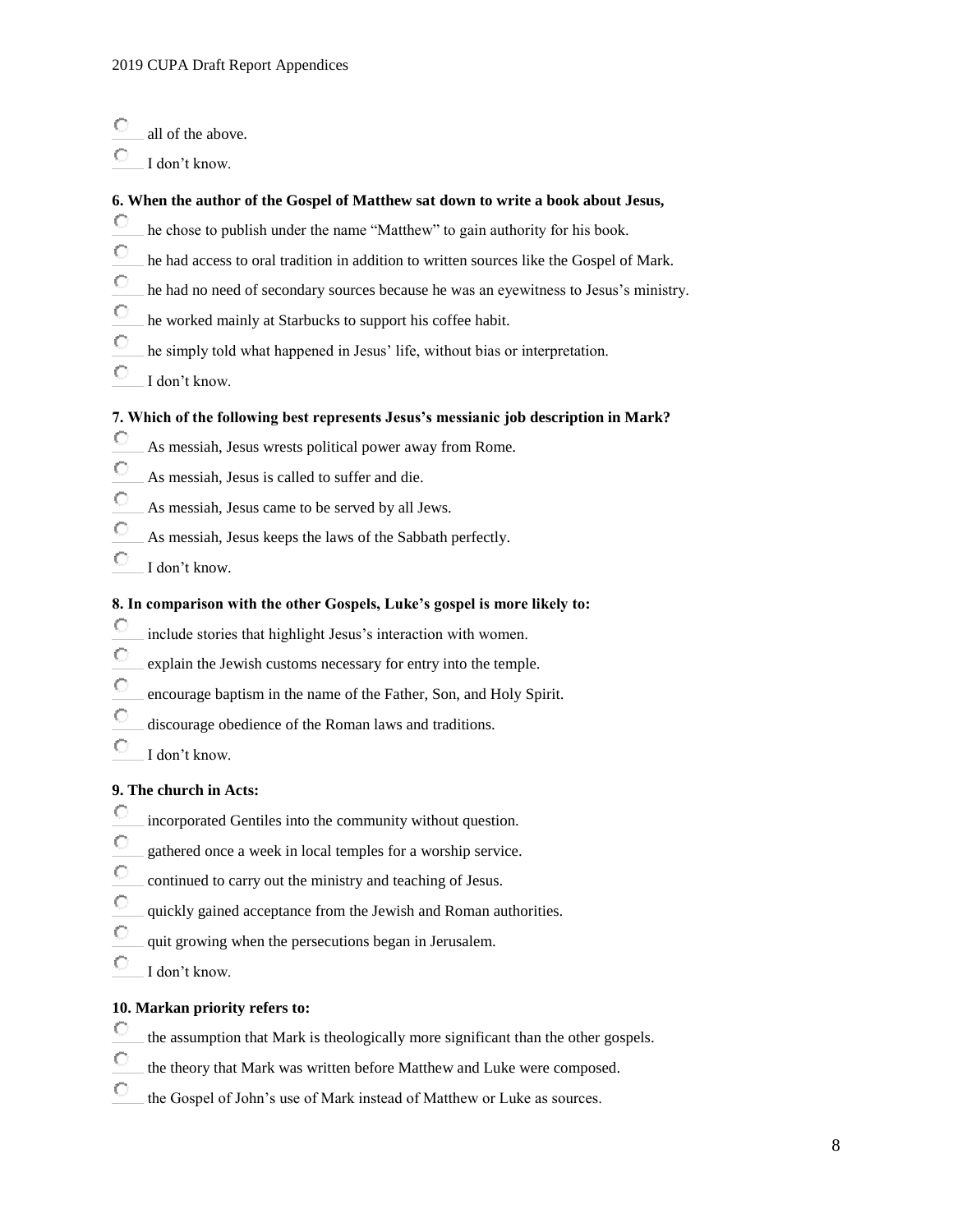- ____ all of the above.
- ____ I don't know.

**6. When the author of the Gospel of Matthew sat down to write a book about Jesus,**

- ____ he chose to publish under the name "Matthew" to gain authority for his book.
- ____ he had access to oral tradition in addition to written sources like the Gospel of Mark.
- ____ he had no need of secondary sources because he was an eyewitness to Jesus's ministry.
- ____ he worked mainly at Starbucks to support his coffee habit.
- ____ he simply told what happened in Jesus' life, without bias or interpretation.
- ____ I don't know.

**7. Which of the following best represents Jesus's messianic job description in Mark?**

- ____ As messiah, Jesus wrests political power away from Rome.
- ____ As messiah, Jesus is called to suffer and die.
- ____ As messiah, Jesus came to be served by all Jews.
- ____ As messiah, Jesus keeps the laws of the Sabbath perfectly.
- ____ I don't know.

**8. In comparison with the other Gospels, Luke's gospel is more likely to:**

- ____ include stories that highlight Jesus's interaction with women.
- ____ explain the Jewish customs necessary for entry into the temple.
- ____ encourage baptism in the name of the Father, Son, and Holy Spirit.
- ____ discourage obedience of the Roman laws and traditions.
- ____ I don't know.

**9. The church in Acts:**

- ____ incorporated Gentiles into the community without question.
- ____ gathered once a week in local temples for a worship service.
- ____ continued to carry out the ministry and teaching of Jesus.
- ____ quickly gained acceptance from the Jewish and Roman authorities.
- ____ quit growing when the persecutions began in Jerusalem.
- ____ I don't know.

**10. Markan priority refers to:**

- ____ the assumption that Mark is theologically more significant than the other gospels.
- ____ the theory that Mark was written before Matthew and Luke were composed.
- ____ the Gospel of John's use of Mark instead of Matthew or Luke as sources.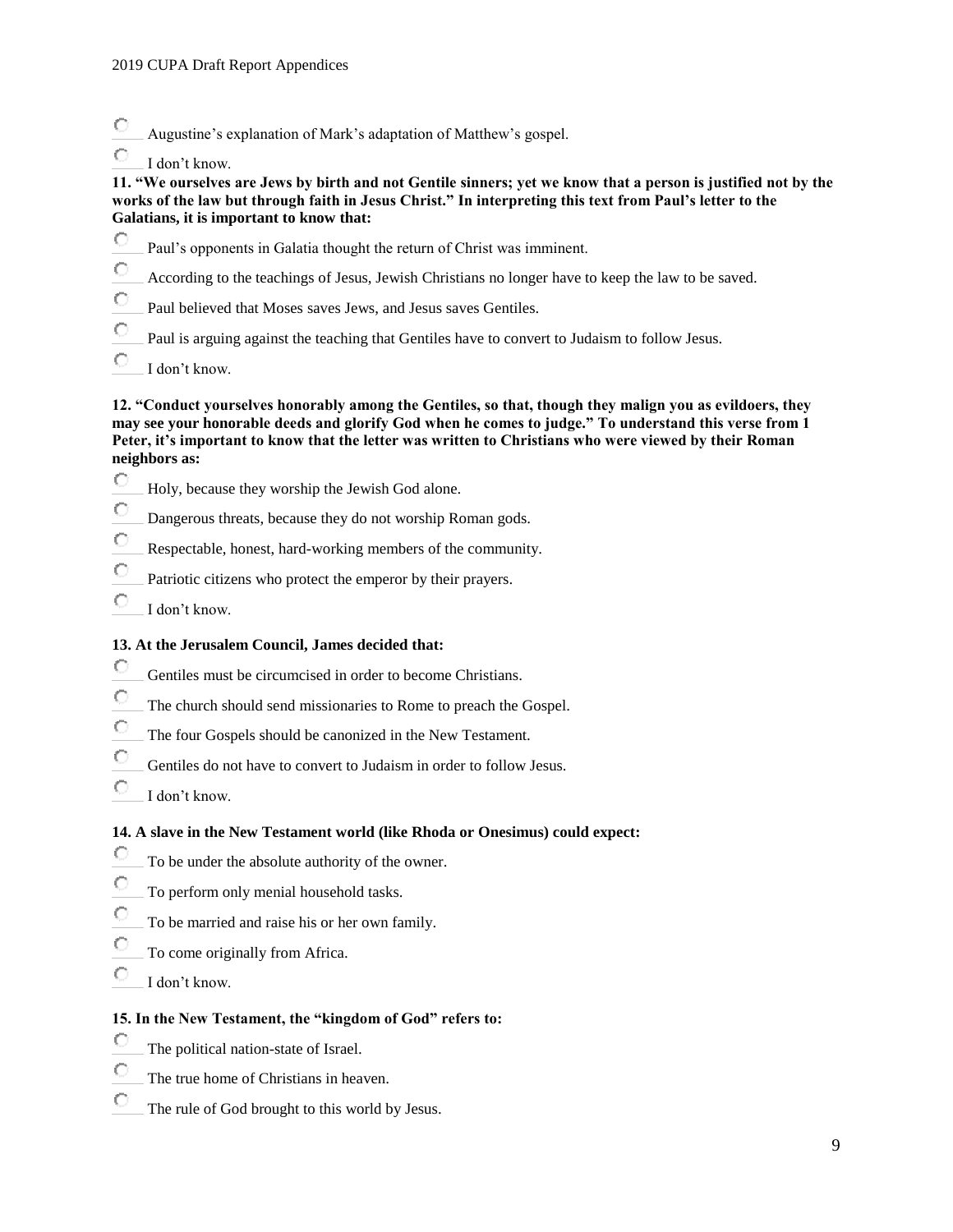- Augustine’s explanation of Mark’s adaptation of Matthew’s gospel.
- I don’t know.

**11. “We ourselves are Jews by birth and not Gentile sinners; yet we know that a person is justified not by the works of the law but through faith in Jesus Christ.” In interpreting this text from Paul’s letter to the Galatians, it is important to know that:**

- Paul’s opponents in Galatia thought the return of Christ was imminent.
- According to the teachings of Jesus, Jewish Christians no longer have to keep the law to be saved.
- Paul believed that Moses saves Jews, and Jesus saves Gentiles.
- Paul is arguing against the teaching that Gentiles have to convert to Judaism to follow Jesus.
- I don’t know.

**12. “Conduct yourselves honorably among the Gentiles, so that, though they malign you as evildoers, they may see your honorable deeds and glorify God when he comes to judge.” To understand this verse from 1 Peter, it’s important to know that the letter was written to Christians who were viewed by their Roman neighbors as:**

- Holy, because they worship the Jewish God alone.
- Dangerous threats, because they do not worship Roman gods.
- Respectable, honest, hard-working members of the community.
- Patriotic citizens who protect the emperor by their prayers.
- I don’t know.

**13. At the Jerusalem Council, James decided that:**

- Gentiles must be circumcised in order to become Christians.
- The church should send missionaries to Rome to preach the Gospel.
- The four Gospels should be canonized in the New Testament.
- Gentiles do not have to convert to Judaism in order to follow Jesus.
- I don’t know.

**14. A slave in the New Testament world (like Rhoda or Onesimus) could expect:**

- To be under the absolute authority of the owner.
- To perform only menial household tasks.
- To be married and raise his or her own family.
- To come originally from Africa.
- I don’t know.

**15. In the New Testament, the “kingdom of God” refers to:**

- The political nation-state of Israel.
- The true home of Christians in heaven.
- The rule of God brought to this world by Jesus.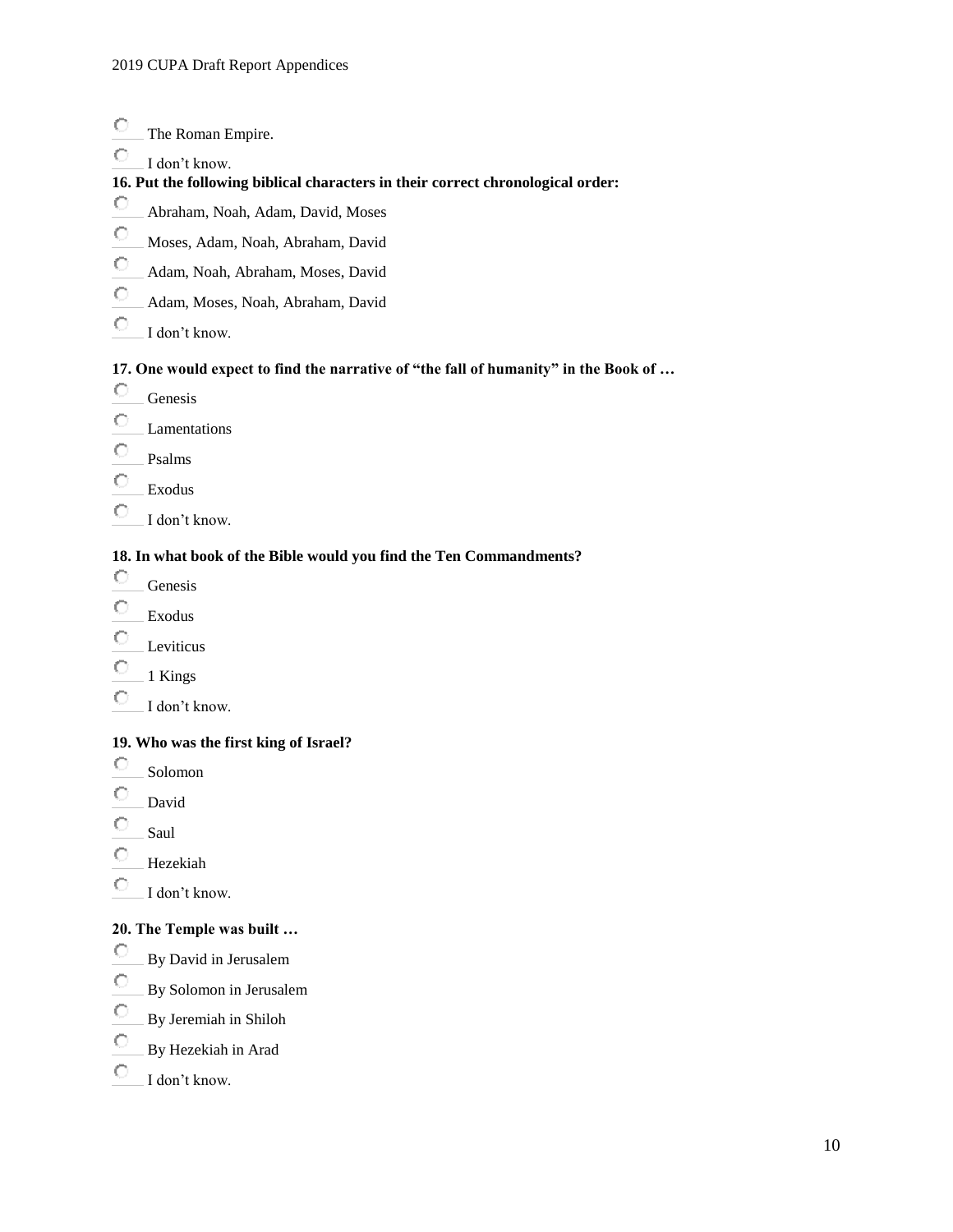- The Roman Empire.
- I don't know.

**16. Put the following biblical characters in their correct chronological order:**

- Abraham, Noah, Adam, David, Moses
- Moses, Adam, Noah, Abraham, David
- Adam, Noah, Abraham, Moses, David
- Adam, Moses, Noah, Abraham, David
- I don't know.

**17. One would expect to find the narrative of "the fall of humanity" in the Book of …**

- Genesis
- Lamentations
- Psalms
- Exodus
- I don't know.

**18. In what book of the Bible would you find the Ten Commandments?**

- Genesis
- Exodus
- Leviticus
- 1 Kings
- I don't know.

**19. Who was the first king of Israel?**

- Solomon
- David
- Saul
- Hezekiah
- I don't know.

**20. The Temple was built …**

- By David in Jerusalem
- By Solomon in Jerusalem
- By Jeremiah in Shiloh
- By Hezekiah in Arad
- I don't know.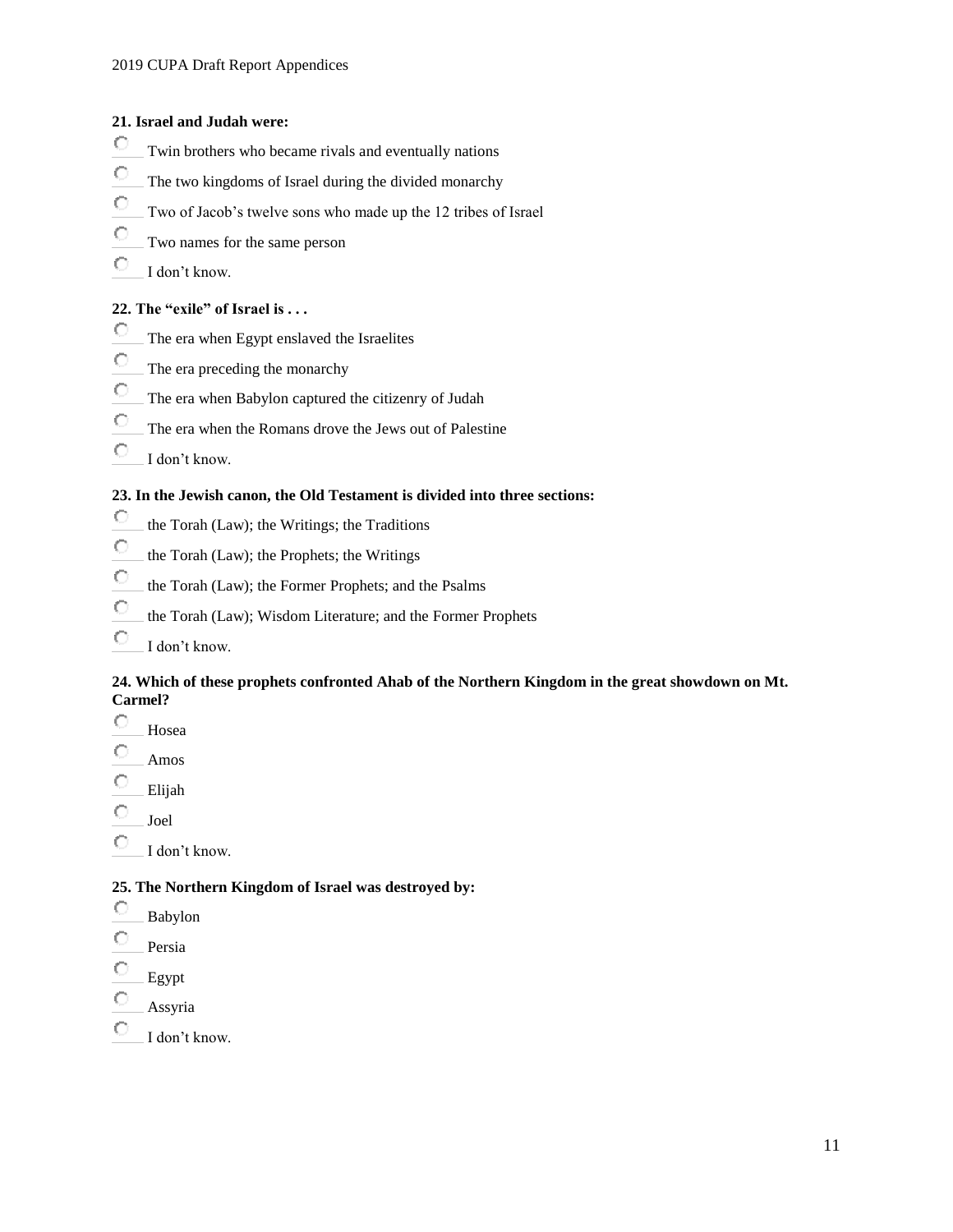**21. Israel and Judah were:**

- ____ Twin brothers who became rivals and eventually nations
- ____ The two kingdoms of Israel during the divided monarchy
- ____ Two of Jacob's twelve sons who made up the 12 tribes of Israel
- ____ Two names for the same person
- ____ I don't know.

**22. The "exile" of Israel is . . .**

- ____ The era when Egypt enslaved the Israelites
- ____ The era preceding the monarchy
- ____ The era when Babylon captured the citizenry of Judah
- ____ The era when the Romans drove the Jews out of Palestine
- ____ I don't know.

**23. In the Jewish canon, the Old Testament is divided into three sections:**

- ____ the Torah (Law); the Writings; the Traditions
- ____ the Torah (Law); the Prophets; the Writings
- ____ the Torah (Law); the Former Prophets; and the Psalms
- ____ the Torah (Law); Wisdom Literature; and the Former Prophets
- ____ I don't know.

**24. Which of these prophets confronted Ahab of the Northern Kingdom in the great showdown on Mt. Carmel?**

- ____ Hosea
- ____ Amos
- ____ Elijah
- ____ Joel
- ____ I don't know.

**25. The Northern Kingdom of Israel was destroyed by:**

- ____ Babylon
- ____ Persia
- ____ Egypt
- ____ Assyria
- ____ I don't know.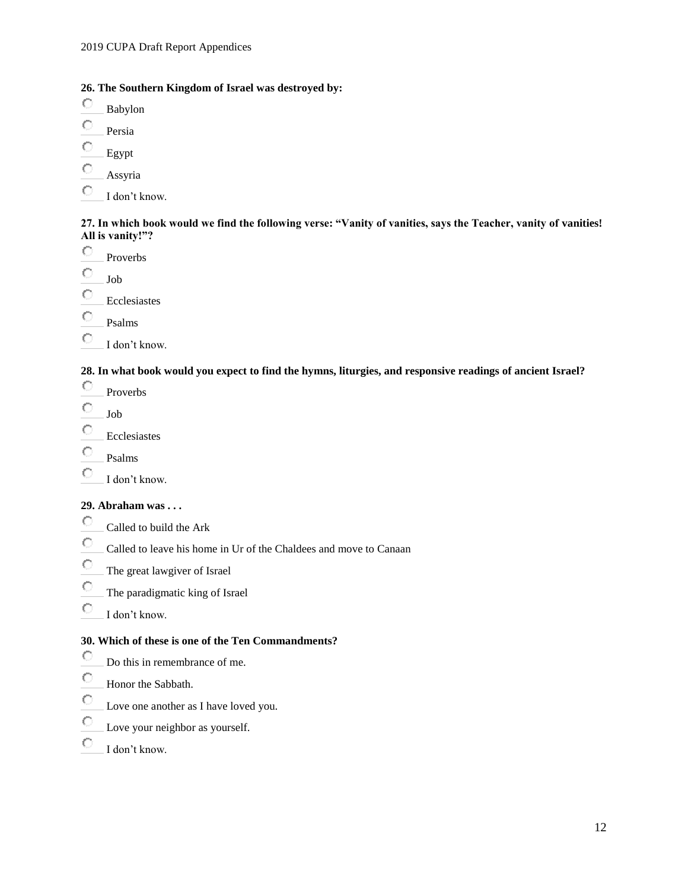**26. The Southern Kingdom of Israel was destroyed by:**

- Babylon
- Persia
- Egypt
- Assyria
- I don't know.

**27. In which book would we find the following verse: "Vanity of vanities, says the Teacher, vanity of vanities! All is vanity!"?**

- Proverbs
- Job
- Ecclesiastes
- Psalms
- I don't know.

**28. In what book would you expect to find the hymns, liturgies, and responsive readings of ancient Israel?**

- Proverbs
- Job
- Ecclesiastes
- Psalms
- I don't know.

**29. Abraham was . . .**

- Called to build the Ark
- Called to leave his home in Ur of the Chaldees and move to Canaan
- The great lawgiver of Israel
- The paradigmatic king of Israel
- I don't know.

**30. Which of these is one of the Ten Commandments?**

- Do this in remembrance of me.
- Honor the Sabbath.
- Love one another as I have loved you.
- Love your neighbor as yourself.
- I don't know.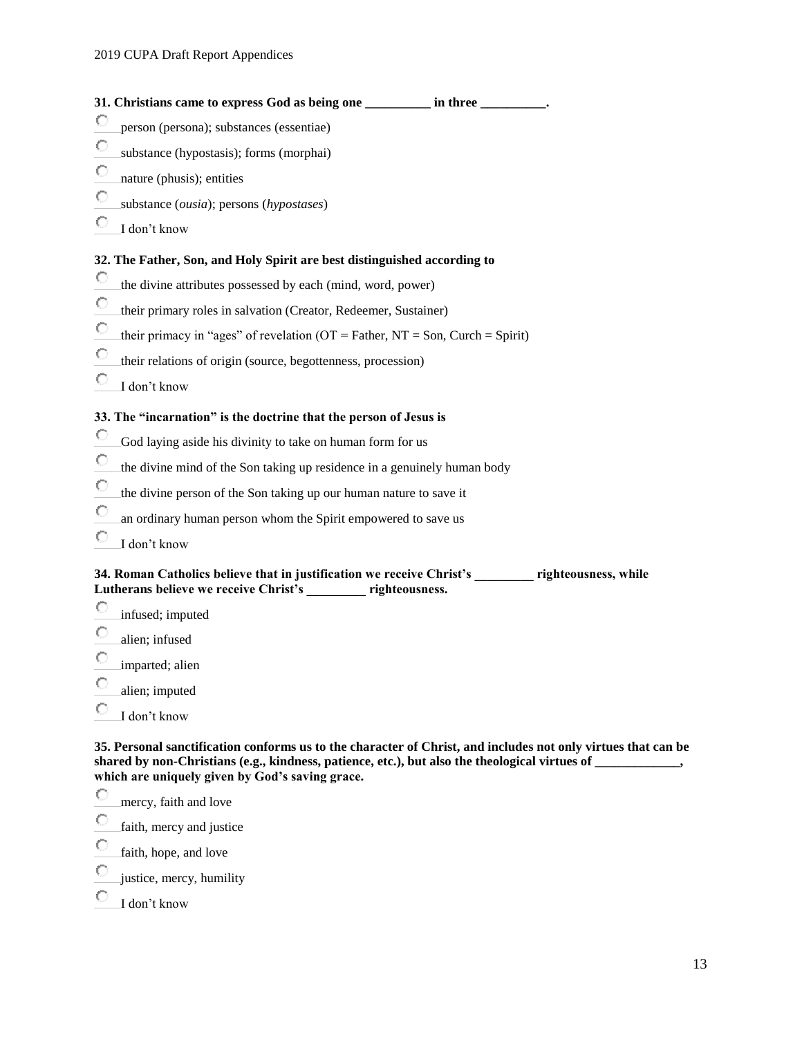**31. Christians came to express God as being one __________ in three __________.**

- person (persona); substances (essentiae)
- substance (hypostasis); forms (morphai)
- nature (phusis); entities
- substance (*ousia*); persons (*hypostases*)
- I don't know

**32. The Father, Son, and Holy Spirit are best distinguished according to**

- the divine attributes possessed by each (mind, word, power)
- their primary roles in salvation (Creator, Redeemer, Sustainer)
- their primacy in "ages" of revelation (OT = Father, NT = Son, Curch = Spirit)
- their relations of origin (source, begottenness, procession)
- I don't know

**33. The "incarnation" is the doctrine that the person of Jesus is**

- God laying aside his divinity to take on human form for us
- the divine mind of the Son taking up residence in a genuinely human body
- the divine person of the Son taking up our human nature to save it
- an ordinary human person whom the Spirit empowered to save us
- I don't know

**34. Roman Catholics believe that in justification we receive Christ's _________ righteousness, while Lutherans believe we receive Christ's _________ righteousness.**

- infused; imputed
- alien; infused
- imparted; alien
- alien; imputed
- I don't know

**35. Personal sanctification conforms us to the character of Christ, and includes not only virtues that can be shared by non-Christians (e.g., kindness, patience, etc.), but also the theological virtues of _____________, which are uniquely given by God's saving grace.**

- mercy, faith and love
- faith, mercy and justice
- faith, hope, and love
- justice, mercy, humility
- I don't know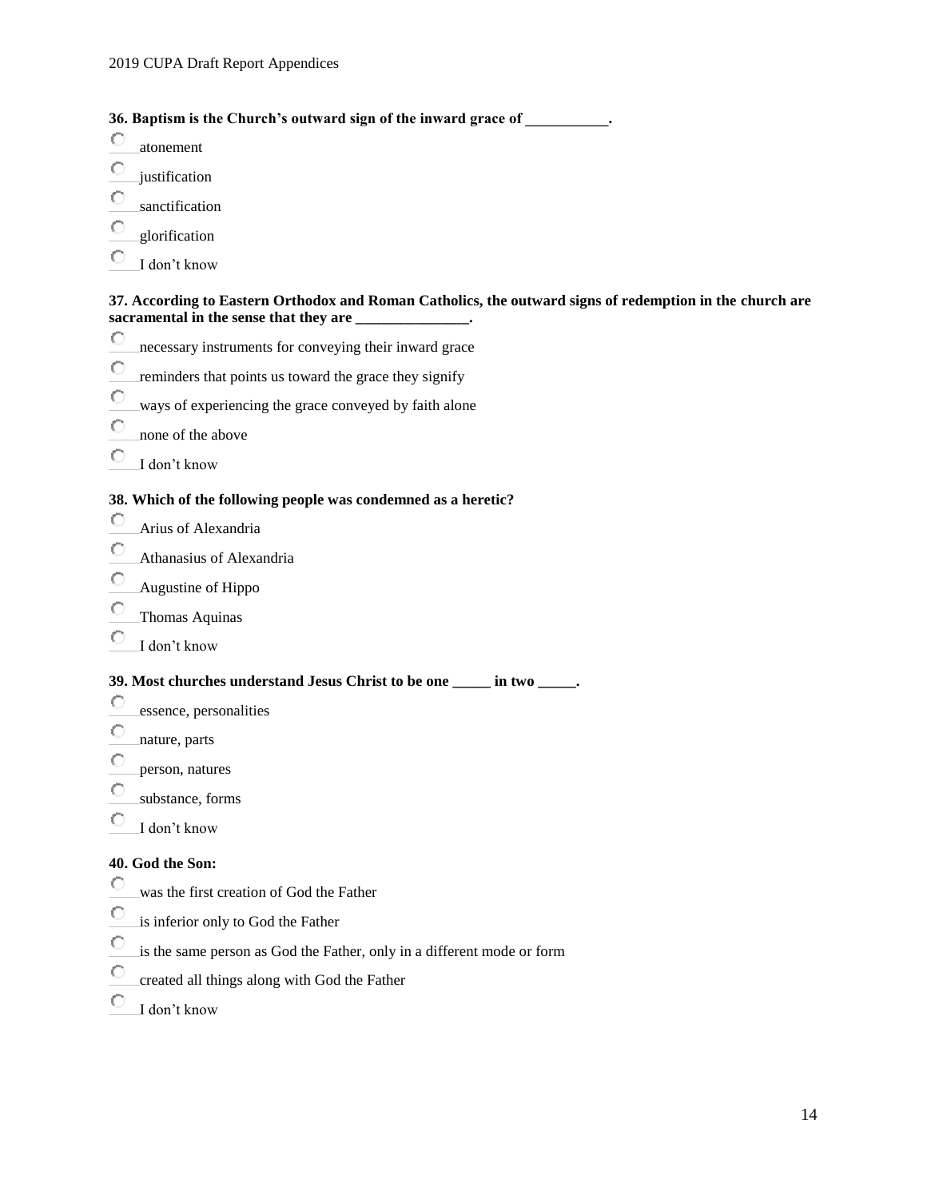**36. Baptism is the Church's outward sign of the inward grace of ___________.**

- atonement
- justification
- sanctification
- glorification
- I don't know

**37. According to Eastern Orthodox and Roman Catholics, the outward signs of redemption in the church are sacramental in the sense that they are _______________.**

- necessary instruments for conveying their inward grace
- reminders that points us toward the grace they signify
- ways of experiencing the grace conveyed by faith alone
- none of the above
- I don't know

**38. Which of the following people was condemned as a heretic?**

- Arius of Alexandria
- Athanasius of Alexandria
- Augustine of Hippo
- Thomas Aquinas
- I don't know

**39. Most churches understand Jesus Christ to be one _____ in two _____.**

- essence, personalities
- nature, parts
- person, natures
- substance, forms
- I don't know

**40. God the Son:**

- was the first creation of God the Father
- is inferior only to God the Father
- is the same person as God the Father, only in a different mode or form
- created all things along with God the Father
- I don't know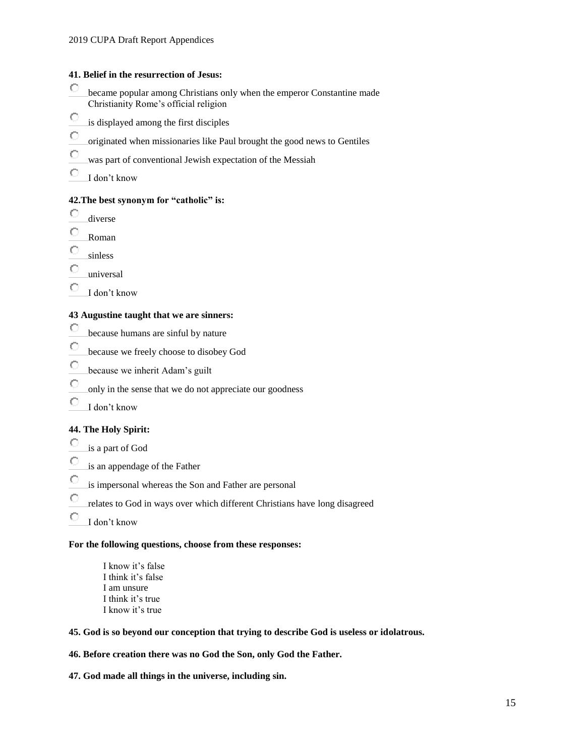**41. Belief in the resurrection of Jesus:**

- became popular among Christians only when the emperor Constantine made Christianity Rome's official religion
- is displayed among the first disciples
- originated when missionaries like Paul brought the good news to Gentiles
- was part of conventional Jewish expectation of the Messiah
- I don't know

**42.The best synonym for "catholic" is:**

- diverse
- Roman
- sinless
- universal
- I don't know

**43 Augustine taught that we are sinners:**

- because humans are sinful by nature
- because we freely choose to disobey God
- because we inherit Adam's guilt
- only in the sense that we do not appreciate our goodness
- I don't know

**44. The Holy Spirit:**

- is a part of God
- is an appendage of the Father
- is impersonal whereas the Son and Father are personal
- relates to God in ways over which different Christians have long disagreed
- I don't know

**For the following questions, choose from these responses:**

I know it's false
I think it's false
I am unsure
I think it's true
I know it's true

**45. God is so beyond our conception that trying to describe God is useless or idolatrous.**

**46. Before creation there was no God the Son, only God the Father.**

**47. God made all things in the universe, including sin.**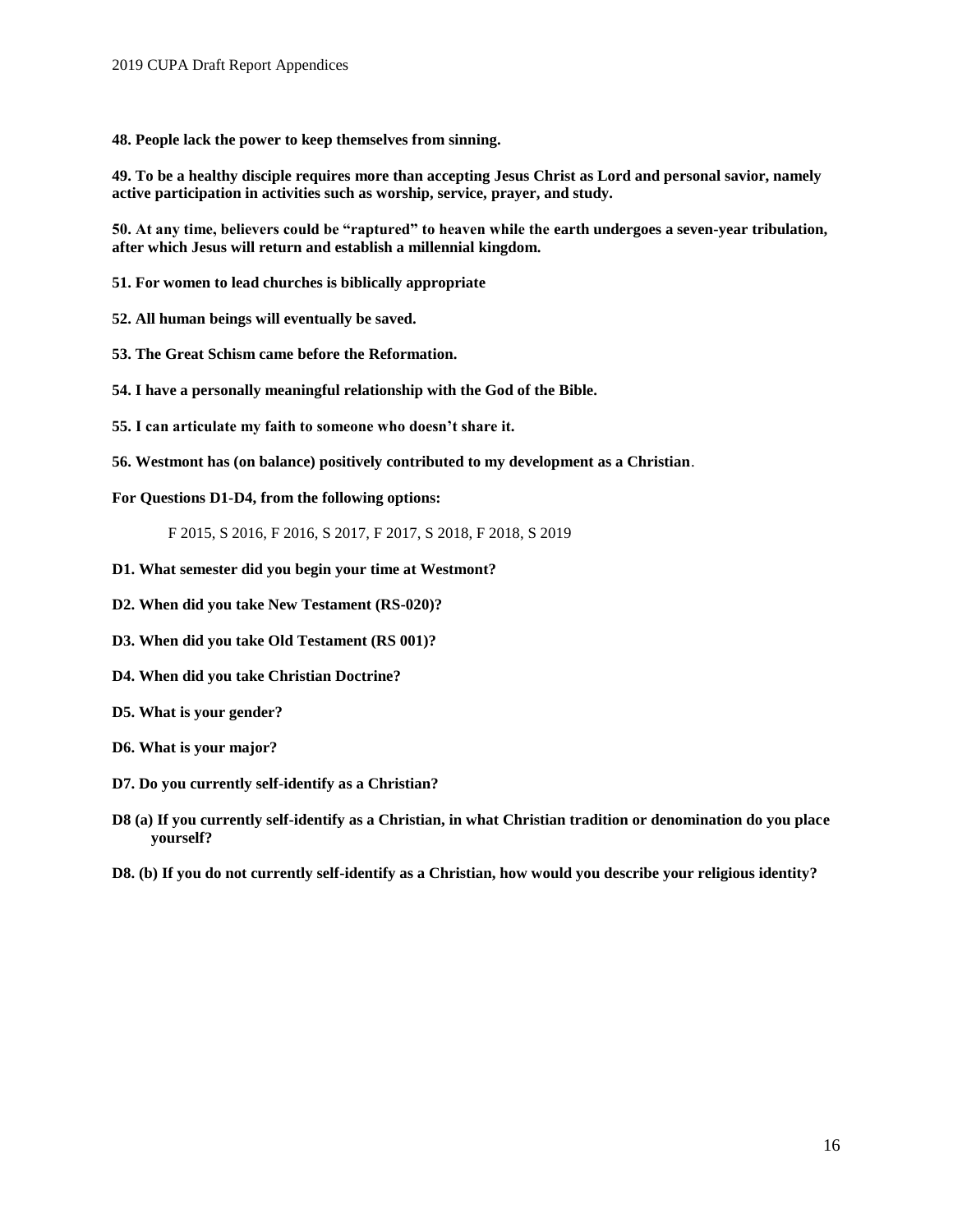**48. People lack the power to keep themselves from sinning.**

**49. To be a healthy disciple requires more than accepting Jesus Christ as Lord and personal savior, namely active participation in activities such as worship, service, prayer, and study.**

**50. At any time, believers could be "raptured" to heaven while the earth undergoes a seven-year tribulation, after which Jesus will return and establish a millennial kingdom.**

**51. For women to lead churches is biblically appropriate**

**52. All human beings will eventually be saved.**

**53. The Great Schism came before the Reformation.**

**54. I have a personally meaningful relationship with the God of the Bible.**

**55. I can articulate my faith to someone who doesn't share it.**

**56. Westmont has (on balance) positively contributed to my development as a Christian**.

**For Questions D1-D4, from the following options:**

F 2015, S 2016, F 2016, S 2017, F 2017, S 2018, F 2018, S 2019

**D1. What semester did you begin your time at Westmont?**

**D2. When did you take New Testament (RS-020)?**

**D3. When did you take Old Testament (RS 001)?**

**D4. When did you take Christian Doctrine?**

**D5. What is your gender?**

**D6. What is your major?**

**D7. Do you currently self-identify as a Christian?**

**D8 (a) If you currently self-identify as a Christian, in what Christian tradition or denomination do you place yourself?**

**D8. (b) If you do not currently self-identify as a Christian, how would you describe your religious identity?**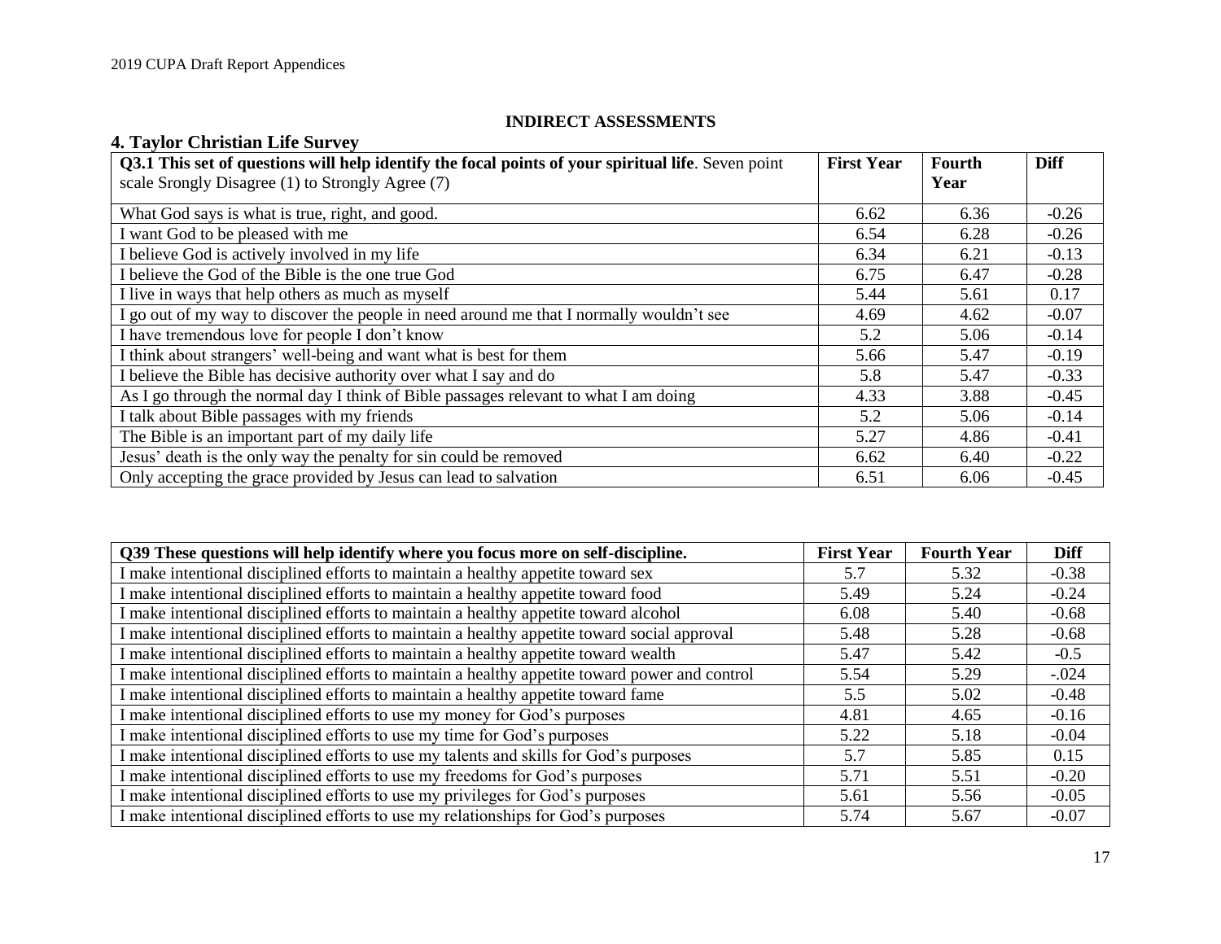## INDIRECT ASSESSMENTS

### 4. Taylor Christian Life Survey

| **Q3.1 This set of questions will help identify the focal points of your spiritual life**. Seven point scale Srongly Disagree (1) to Strongly Agree (7) | **First Year** | **Fourth Year** | **Diff** |
|---|---|---|---|
| What God says is what is true, right, and good. | 6.62 | 6.36 | -0.26 |
| I want God to be pleased with me | 6.54 | 6.28 | -0.26 |
| I believe God is actively involved in my life | 6.34 | 6.21 | -0.13 |
| I believe the God of the Bible is the one true God | 6.75 | 6.47 | -0.28 |
| I live in ways that help others as much as myself | 5.44 | 5.61 | 0.17 |
| I go out of my way to discover the people in need around me that I normally wouldn't see | 4.69 | 4.62 | -0.07 |
| I have tremendous love for people I don't know | 5.2 | 5.06 | -0.14 |
| I think about strangers' well-being and want what is best for them | 5.66 | 5.47 | -0.19 |
| I believe the Bible has decisive authority over what I say and do | 5.8 | 5.47 | -0.33 |
| As I go through the normal day I think of Bible passages relevant to what I am doing | 4.33 | 3.88 | -0.45 |
| I talk about Bible passages with my friends | 5.2 | 5.06 | -0.14 |
| The Bible is an important part of my daily life | 5.27 | 4.86 | -0.41 |
| Jesus' death is the only way the penalty for sin could be removed | 6.62 | 6.40 | -0.22 |
| Only accepting the grace provided by Jesus can lead to salvation | 6.51 | 6.06 | -0.45 |

| **Q39 These questions will help identify where you focus more on self-discipline.** | **First Year** | **Fourth Year** | **Diff** |
|---|---|---|---|
| I make intentional disciplined efforts to maintain a healthy appetite toward sex | 5.7 | 5.32 | -0.38 |
| I make intentional disciplined efforts to maintain a healthy appetite toward food | 5.49 | 5.24 | -0.24 |
| I make intentional disciplined efforts to maintain a healthy appetite toward alcohol | 6.08 | 5.40 | -0.68 |
| I make intentional disciplined efforts to maintain a healthy appetite toward social approval | 5.48 | 5.28 | -0.68 |
| I make intentional disciplined efforts to maintain a healthy appetite toward wealth | 5.47 | 5.42 | -0.5 |
| I make intentional disciplined efforts to maintain a healthy appetite toward power and control | 5.54 | 5.29 | -.024 |
| I make intentional disciplined efforts to maintain a healthy appetite toward fame | 5.5 | 5.02 | -0.48 |
| I make intentional disciplined efforts to use my money for God's purposes | 4.81 | 4.65 | -0.16 |
| I make intentional disciplined efforts to use my time for God's purposes | 5.22 | 5.18 | -0.04 |
| I make intentional disciplined efforts to use my talents and skills for God's purposes | 5.7 | 5.85 | 0.15 |
| I make intentional disciplined efforts to use my freedoms for God's purposes | 5.71 | 5.51 | -0.20 |
| I make intentional disciplined efforts to use my privileges for God's purposes | 5.61 | 5.56 | -0.05 |
| I make intentional disciplined efforts to use my relationships for God's purposes | 5.74 | 5.67 | -0.07 |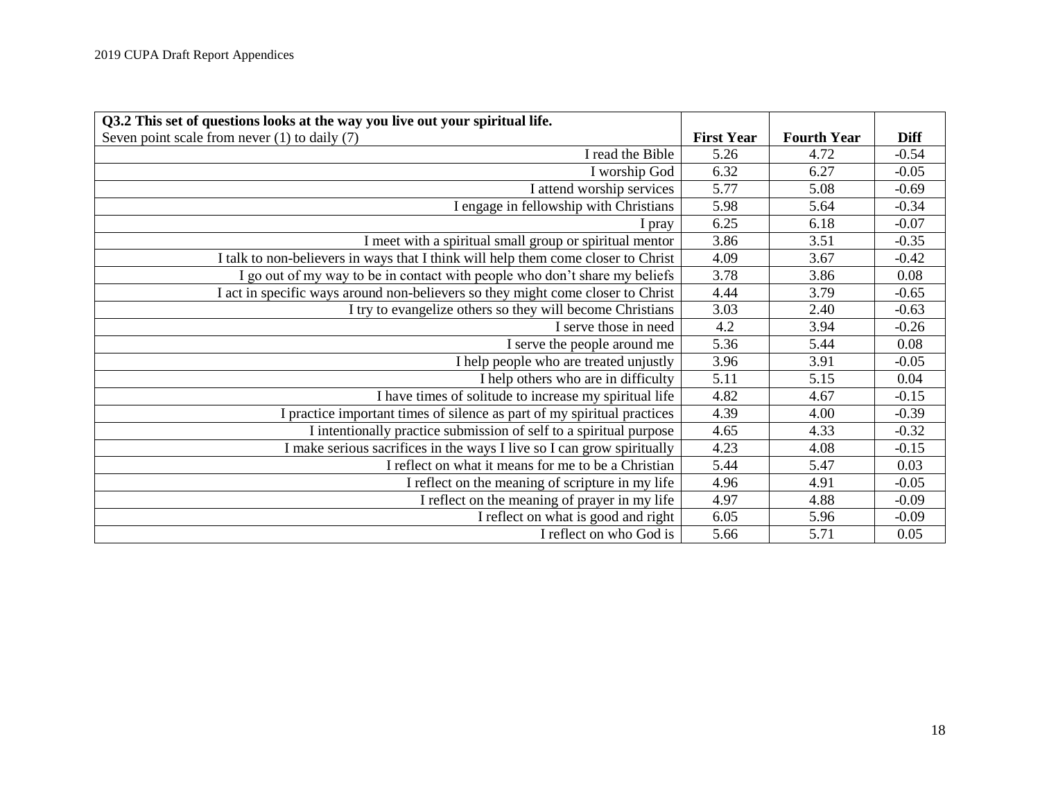| **Q3.2 This set of questions looks at the way you live out your spiritual life.**<br>Seven point scale from never (1) to daily (7) | **First Year** | **Fourth Year** | **Diff** |
|---|---|---|---|
| I read the Bible | 5.26 | 4.72 | -0.54 |
| I worship God | 6.32 | 6.27 | -0.05 |
| I attend worship services | 5.77 | 5.08 | -0.69 |
| I engage in fellowship with Christians | 5.98 | 5.64 | -0.34 |
| I pray | 6.25 | 6.18 | -0.07 |
| I meet with a spiritual small group or spiritual mentor | 3.86 | 3.51 | -0.35 |
| I talk to non-believers in ways that I think will help them come closer to Christ | 4.09 | 3.67 | -0.42 |
| I go out of my way to be in contact with people who don't share my beliefs | 3.78 | 3.86 | 0.08 |
| I act in specific ways around non-believers so they might come closer to Christ | 4.44 | 3.79 | -0.65 |
| I try to evangelize others so they will become Christians | 3.03 | 2.40 | -0.63 |
| I serve those in need | 4.2 | 3.94 | -0.26 |
| I serve the people around me | 5.36 | 5.44 | 0.08 |
| I help people who are treated unjustly | 3.96 | 3.91 | -0.05 |
| I help others who are in difficulty | 5.11 | 5.15 | 0.04 |
| I have times of solitude to increase my spiritual life | 4.82 | 4.67 | -0.15 |
| I practice important times of silence as part of my spiritual practices | 4.39 | 4.00 | -0.39 |
| I intentionally practice submission of self to a spiritual purpose | 4.65 | 4.33 | -0.32 |
| I make serious sacrifices in the ways I live so I can grow spiritually | 4.23 | 4.08 | -0.15 |
| I reflect on what it means for me to be a Christian | 5.44 | 5.47 | 0.03 |
| I reflect on the meaning of scripture in my life | 4.96 | 4.91 | -0.05 |
| I reflect on the meaning of prayer in my life | 4.97 | 4.88 | -0.09 |
| I reflect on what is good and right | 6.05 | 5.96 | -0.09 |
| I reflect on who God is | 5.66 | 5.71 | 0.05 |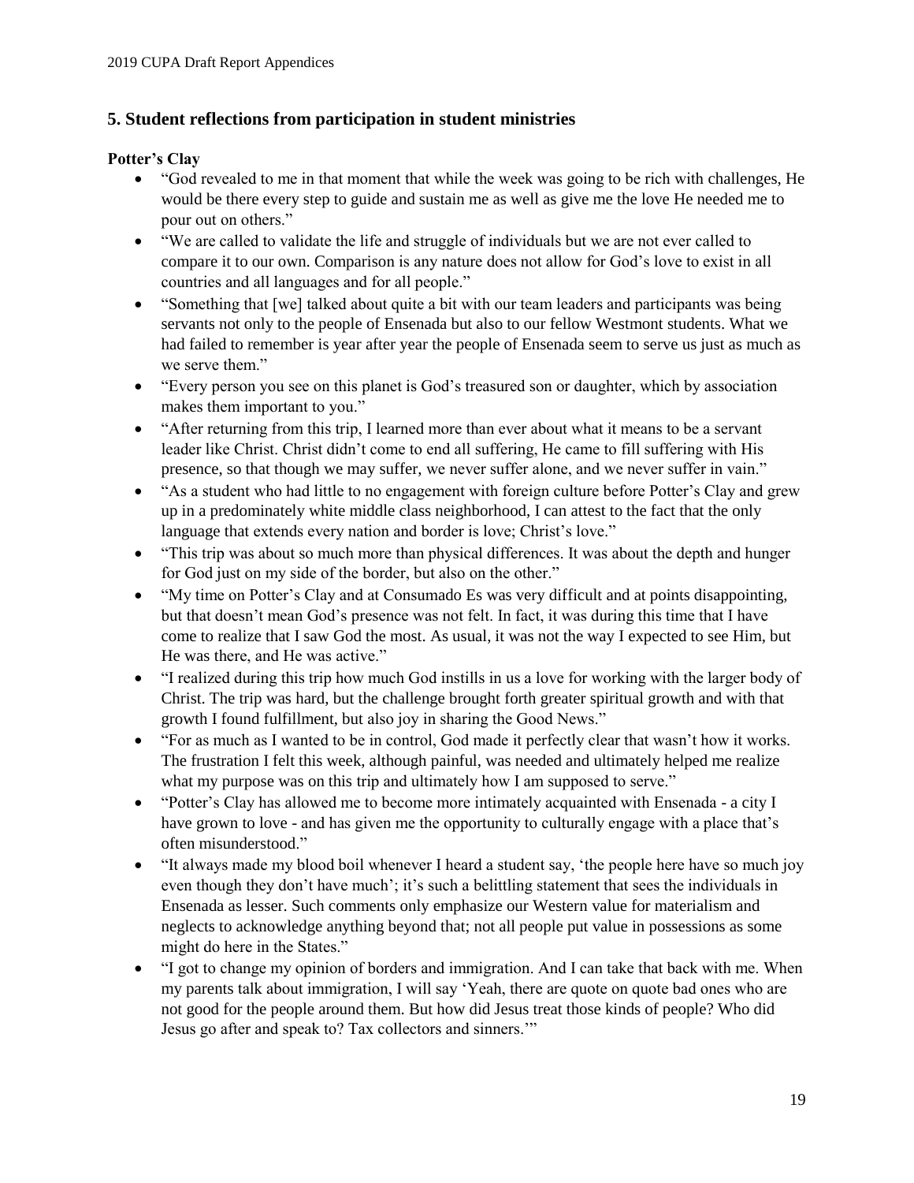## 5. Student reflections from participation in student ministries

### Potter's Clay

- "God revealed to me in that moment that while the week was going to be rich with challenges, He would be there every step to guide and sustain me as well as give me the love He needed me to pour out on others."
- "We are called to validate the life and struggle of individuals but we are not ever called to compare it to our own. Comparison is any nature does not allow for God's love to exist in all countries and all languages and for all people."
- "Something that [we] talked about quite a bit with our team leaders and participants was being servants not only to the people of Ensenada but also to our fellow Westmont students. What we had failed to remember is year after year the people of Ensenada seem to serve us just as much as we serve them."
- "Every person you see on this planet is God's treasured son or daughter, which by association makes them important to you."
- "After returning from this trip, I learned more than ever about what it means to be a servant leader like Christ. Christ didn't come to end all suffering, He came to fill suffering with His presence, so that though we may suffer, we never suffer alone, and we never suffer in vain."
- "As a student who had little to no engagement with foreign culture before Potter's Clay and grew up in a predominately white middle class neighborhood, I can attest to the fact that the only language that extends every nation and border is love; Christ's love."
- "This trip was about so much more than physical differences. It was about the depth and hunger for God just on my side of the border, but also on the other."
- "My time on Potter's Clay and at Consumado Es was very difficult and at points disappointing, but that doesn't mean God's presence was not felt. In fact, it was during this time that I have come to realize that I saw God the most. As usual, it was not the way I expected to see Him, but He was there, and He was active."
- "I realized during this trip how much God instills in us a love for working with the larger body of Christ. The trip was hard, but the challenge brought forth greater spiritual growth and with that growth I found fulfillment, but also joy in sharing the Good News."
- "For as much as I wanted to be in control, God made it perfectly clear that wasn't how it works. The frustration I felt this week, although painful, was needed and ultimately helped me realize what my purpose was on this trip and ultimately how I am supposed to serve."
- "Potter's Clay has allowed me to become more intimately acquainted with Ensenada - a city I have grown to love - and has given me the opportunity to culturally engage with a place that's often misunderstood."
- "It always made my blood boil whenever I heard a student say, 'the people here have so much joy even though they don't have much'; it's such a belittling statement that sees the individuals in Ensenada as lesser. Such comments only emphasize our Western value for materialism and neglects to acknowledge anything beyond that; not all people put value in possessions as some might do here in the States."
- "I got to change my opinion of borders and immigration. And I can take that back with me. When my parents talk about immigration, I will say 'Yeah, there are quote on quote bad ones who are not good for the people around them. But how did Jesus treat those kinds of people? Who did Jesus go after and speak to? Tax collectors and sinners.'"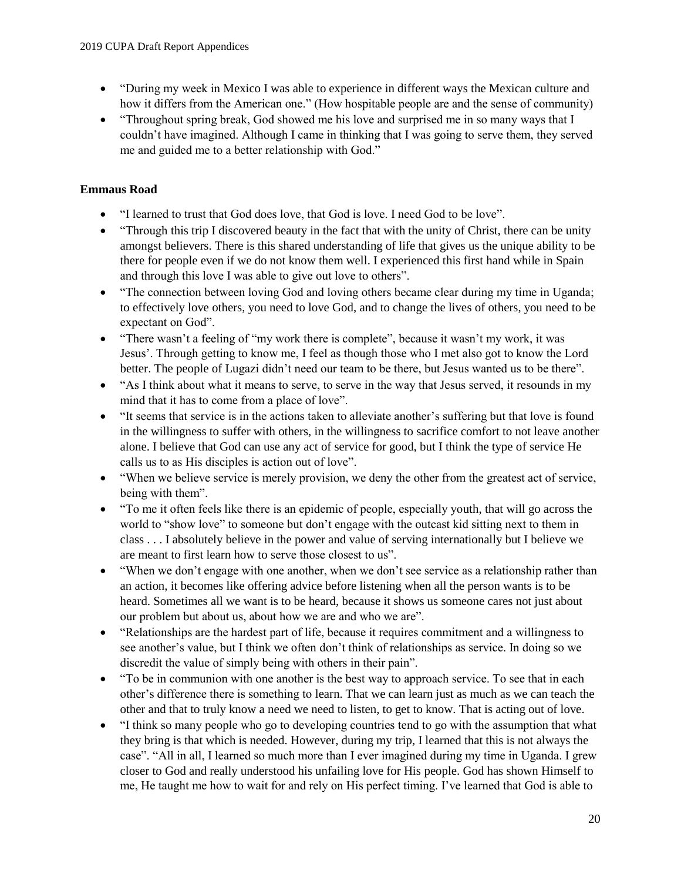- "During my week in Mexico I was able to experience in different ways the Mexican culture and how it differs from the American one." (How hospitable people are and the sense of community)
- "Throughout spring break, God showed me his love and surprised me in so many ways that I couldn't have imagined. Although I came in thinking that I was going to serve them, they served me and guided me to a better relationship with God."

**Emmaus Road**

- "I learned to trust that God does love, that God is love. I need God to be love".
- "Through this trip I discovered beauty in the fact that with the unity of Christ, there can be unity amongst believers. There is this shared understanding of life that gives us the unique ability to be there for people even if we do not know them well. I experienced this first hand while in Spain and through this love I was able to give out love to others".
- "The connection between loving God and loving others became clear during my time in Uganda; to effectively love others, you need to love God, and to change the lives of others, you need to be expectant on God".
- "There wasn't a feeling of "my work there is complete", because it wasn't my work, it was Jesus'. Through getting to know me, I feel as though those who I met also got to know the Lord better. The people of Lugazi didn't need our team to be there, but Jesus wanted us to be there".
- "As I think about what it means to serve, to serve in the way that Jesus served, it resounds in my mind that it has to come from a place of love".
- "It seems that service is in the actions taken to alleviate another's suffering but that love is found in the willingness to suffer with others, in the willingness to sacrifice comfort to not leave another alone. I believe that God can use any act of service for good, but I think the type of service He calls us to as His disciples is action out of love".
- "When we believe service is merely provision, we deny the other from the greatest act of service, being with them".
- "To me it often feels like there is an epidemic of people, especially youth, that will go across the world to "show love" to someone but don't engage with the outcast kid sitting next to them in class . . . I absolutely believe in the power and value of serving internationally but I believe we are meant to first learn how to serve those closest to us".
- "When we don't engage with one another, when we don't see service as a relationship rather than an action, it becomes like offering advice before listening when all the person wants is to be heard. Sometimes all we want is to be heard, because it shows us someone cares not just about our problem but about us, about how we are and who we are".
- "Relationships are the hardest part of life, because it requires commitment and a willingness to see another's value, but I think we often don't think of relationships as service. In doing so we discredit the value of simply being with others in their pain".
- "To be in communion with one another is the best way to approach service. To see that in each other's difference there is something to learn. That we can learn just as much as we can teach the other and that to truly know a need we need to listen, to get to know. That is acting out of love.
- "I think so many people who go to developing countries tend to go with the assumption that what they bring is that which is needed. However, during my trip, I learned that this is not always the case". "All in all, I learned so much more than I ever imagined during my time in Uganda. I grew closer to God and really understood his unfailing love for His people. God has shown Himself to me, He taught me how to wait for and rely on His perfect timing. I've learned that God is able to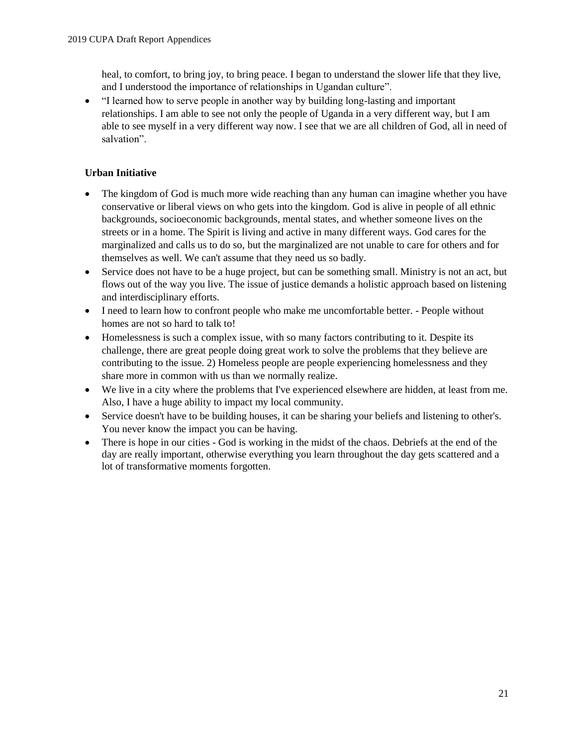heal, to comfort, to bring joy, to bring peace. I began to understand the slower life that they live, and I understood the importance of relationships in Ugandan culture".

- "I learned how to serve people in another way by building long-lasting and important relationships. I am able to see not only the people of Uganda in a very different way, but I am able to see myself in a very different way now. I see that we are all children of God, all in need of salvation".

**Urban Initiative**

- The kingdom of God is much more wide reaching than any human can imagine whether you have conservative or liberal views on who gets into the kingdom. God is alive in people of all ethnic backgrounds, socioeconomic backgrounds, mental states, and whether someone lives on the streets or in a home. The Spirit is living and active in many different ways. God cares for the marginalized and calls us to do so, but the marginalized are not unable to care for others and for themselves as well. We can't assume that they need us so badly.
- Service does not have to be a huge project, but can be something small. Ministry is not an act, but flows out of the way you live. The issue of justice demands a holistic approach based on listening and interdisciplinary efforts.
- I need to learn how to confront people who make me uncomfortable better. - People without homes are not so hard to talk to!
- Homelessness is such a complex issue, with so many factors contributing to it. Despite its challenge, there are great people doing great work to solve the problems that they believe are contributing to the issue. 2) Homeless people are people experiencing homelessness and they share more in common with us than we normally realize.
- We live in a city where the problems that I've experienced elsewhere are hidden, at least from me. Also, I have a huge ability to impact my local community.
- Service doesn't have to be building houses, it can be sharing your beliefs and listening to other's. You never know the impact you can be having.
- There is hope in our cities - God is working in the midst of the chaos. Debriefs at the end of the day are really important, otherwise everything you learn throughout the day gets scattered and a lot of transformative moments forgotten.